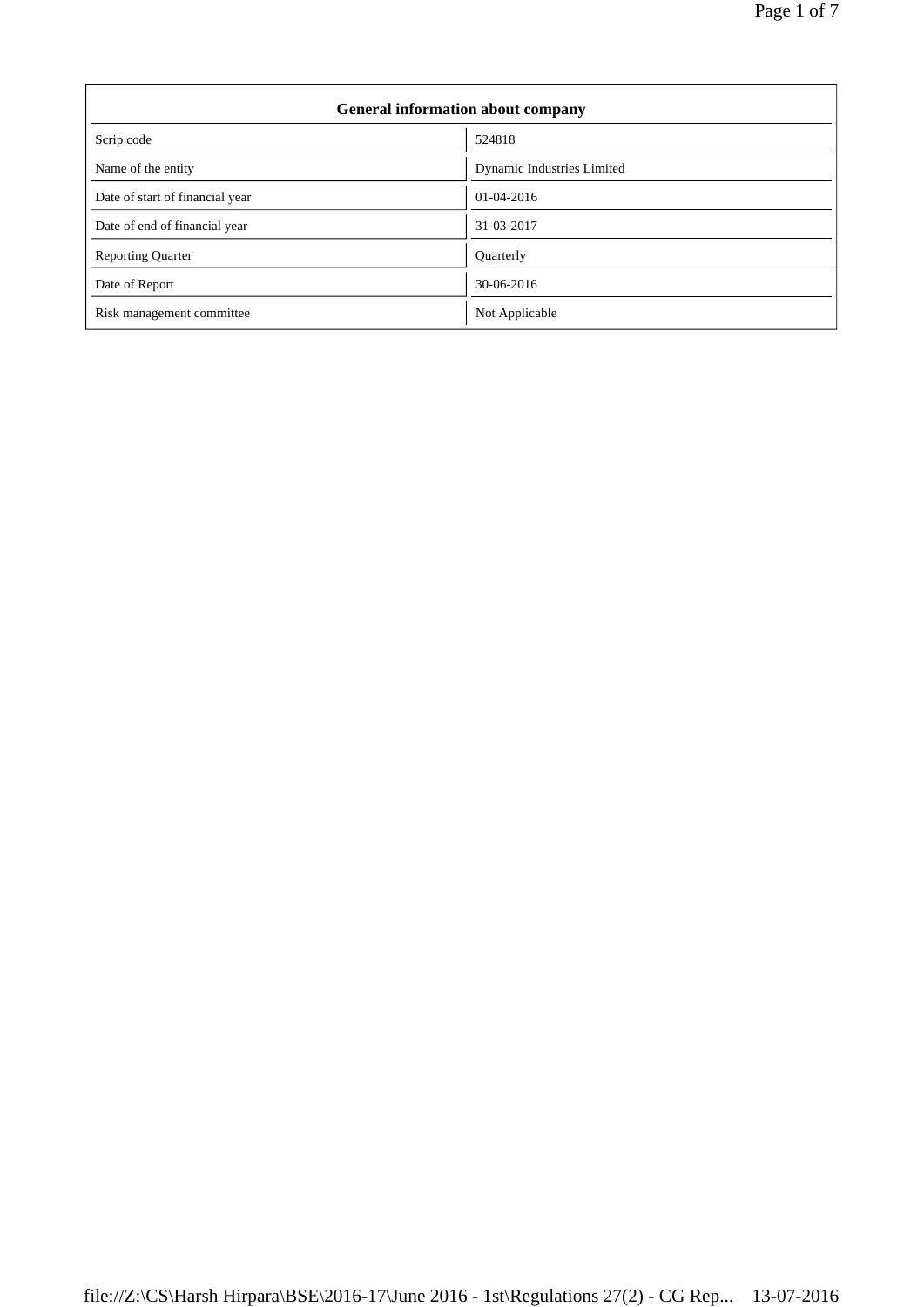| General information about company | |
|---|---|
| Scrip code | 524818 |
| Name of the entity | Dynamic Industries Limited |
| Date of start of financial year | 01-04-2016 |
| Date of end of financial year | 31-03-2017 |
| Reporting Quarter | Quarterly |
| Date of Report | 30-06-2016 |
| Risk management committee | Not Applicable |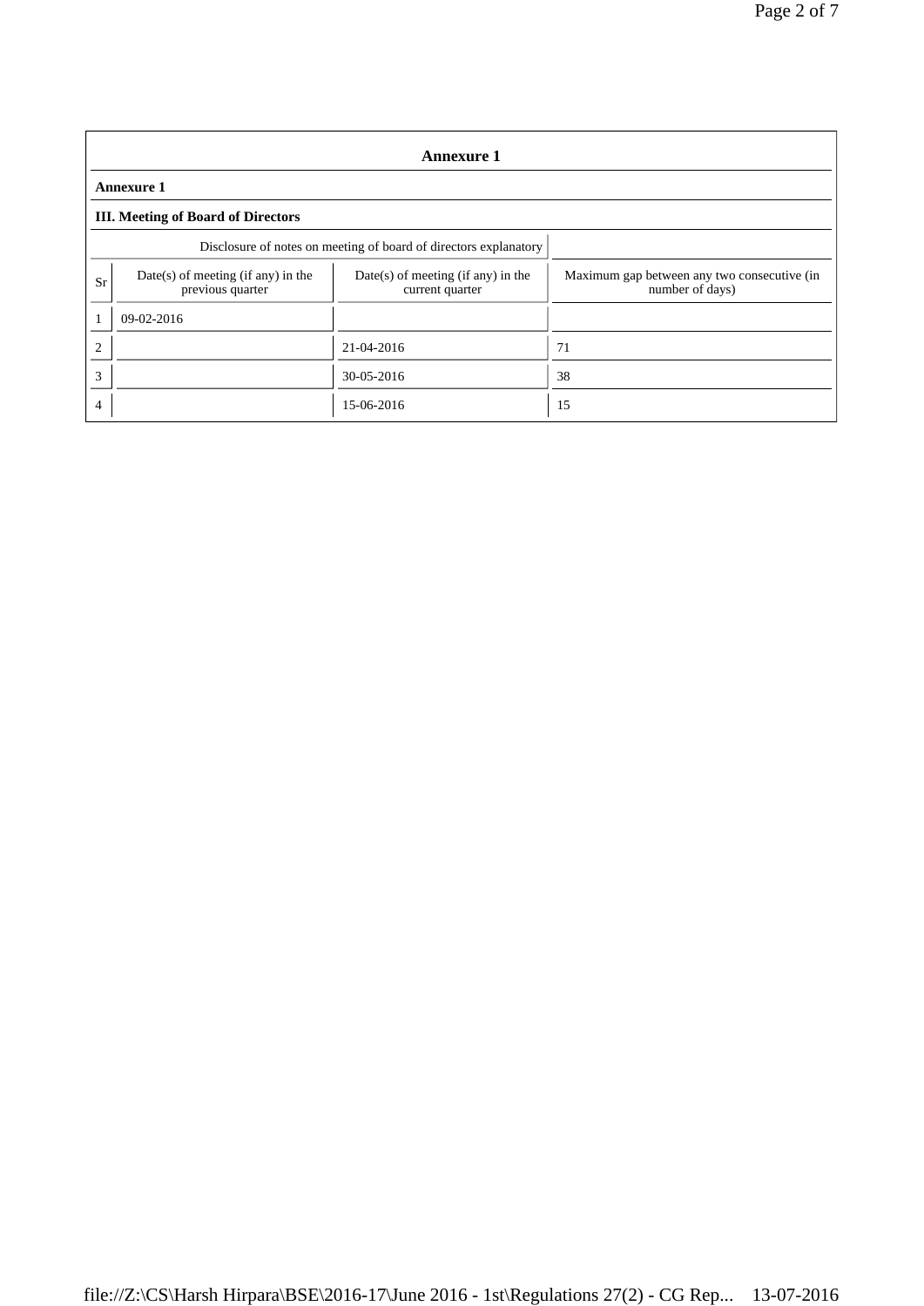## Annexure 1

### Annexure 1

### III. Meeting of Board of Directors

| Disclosure of notes on meeting of board of directors explanatory | | | |
|---|---|---|---|
| Sr | Date(s) of meeting (if any) in the previous quarter | Date(s) of meeting (if any) in the current quarter | Maximum gap between any two consecutive (in number of days) |
| 1 | 09-02-2016 | | |
| 2 | | 21-04-2016 | 71 |
| 3 | | 30-05-2016 | 38 |
| 4 | | 15-06-2016 | 15 |

file://Z:\CS\Harsh Hirpara\BSE\2016-17\June 2016 - 1st\Regulations 27(2) - CG Rep... 13-07-2016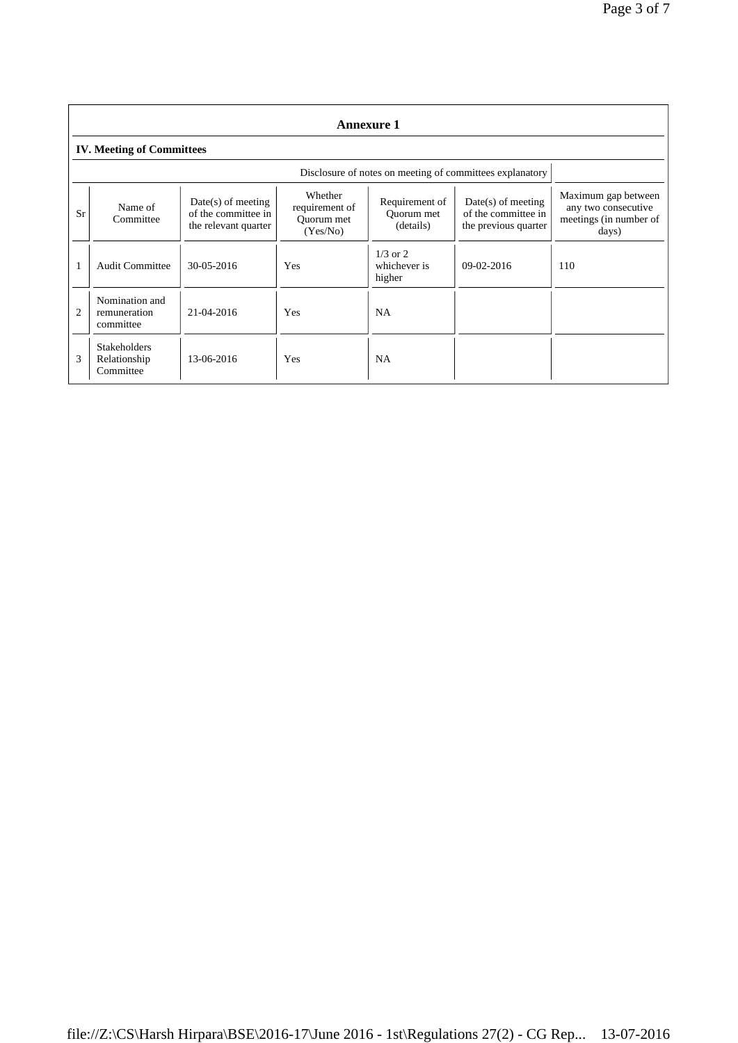## Annexure 1

### IV. Meeting of Committees

| Sr | Name of Committee | Date(s) of meeting of the committee in the relevant quarter | Whether requirement of Quorum met (Yes/No) | Requirement of Quorum met (details) | Date(s) of meeting of the committee in the previous quarter | Maximum gap between any two consecutive meetings (in number of days) |
|---|---|---|---|---|---|---|
| | | | | | Disclosure of notes on meeting of committees explanatory | |
| 1 | Audit Committee | 30-05-2016 | Yes | 1/3 or 2 whichever is higher | 09-02-2016 | 110 |
| 2 | Nomination and remuneration committee | 21-04-2016 | Yes | NA | | |
| 3 | Stakeholders Relationship Committee | 13-06-2016 | Yes | NA | | |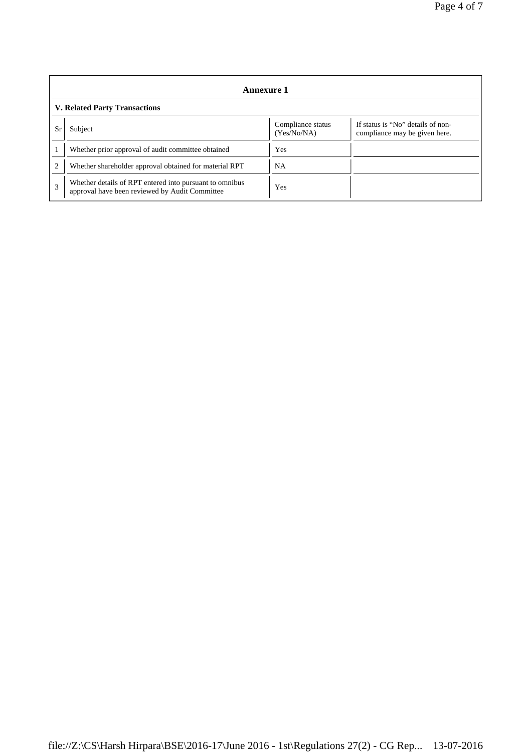## Annexure 1

### V. Related Party Transactions

| Sr | Subject | Compliance status (Yes/No/NA) | If status is "No" details of non-compliance may be given here. |
|---|---|---|---|
| 1 | Whether prior approval of audit committee obtained | Yes | |
| 2 | Whether shareholder approval obtained for material RPT | NA | |
| 3 | Whether details of RPT entered into pursuant to omnibus approval have been reviewed by Audit Committee | Yes | |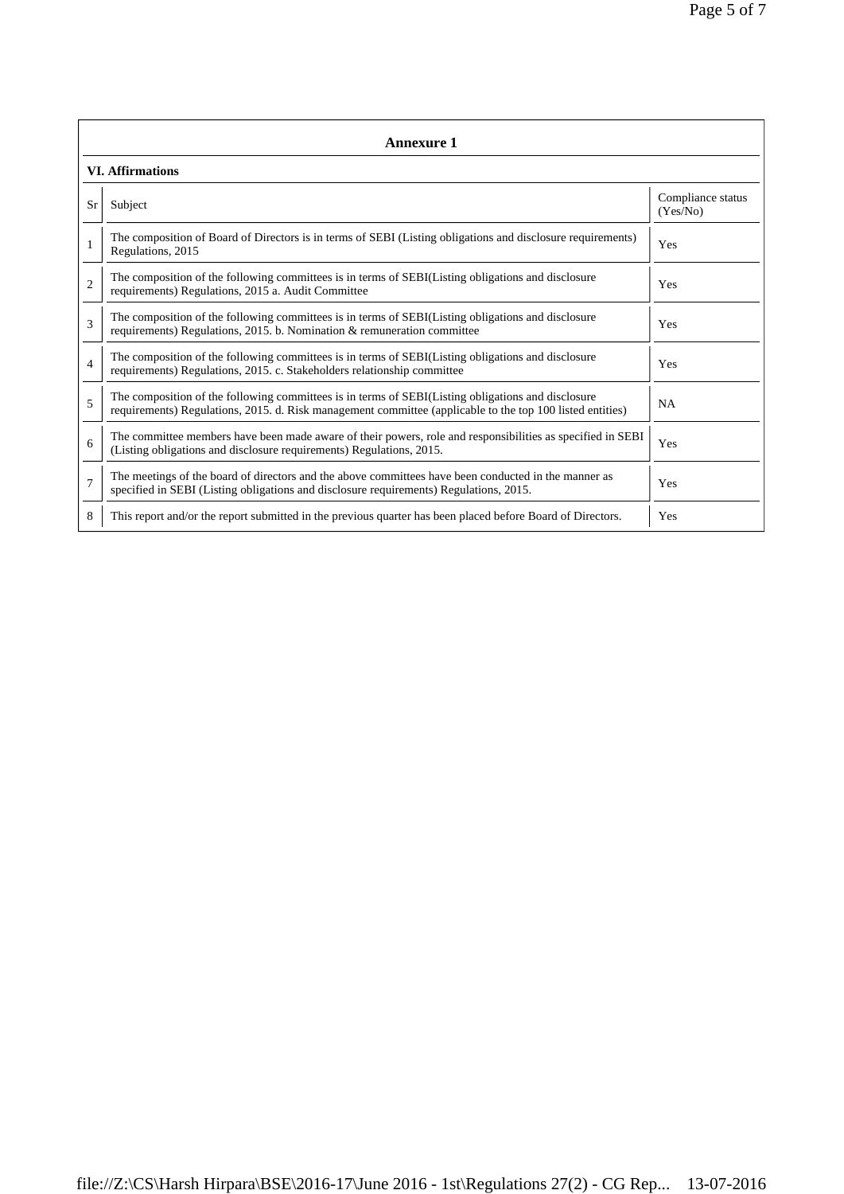## Annexure 1

### VI. Affirmations

| Sr | Subject | Compliance status (Yes/No) |
|---|---|---|
| 1 | The composition of Board of Directors is in terms of SEBI (Listing obligations and disclosure requirements) Regulations, 2015 | Yes |
| 2 | The composition of the following committees is in terms of SEBI(Listing obligations and disclosure requirements) Regulations, 2015 a. Audit Committee | Yes |
| 3 | The composition of the following committees is in terms of SEBI(Listing obligations and disclosure requirements) Regulations, 2015. b. Nomination & remuneration committee | Yes |
| 4 | The composition of the following committees is in terms of SEBI(Listing obligations and disclosure requirements) Regulations, 2015. c. Stakeholders relationship committee | Yes |
| 5 | The composition of the following committees is in terms of SEBI(Listing obligations and disclosure requirements) Regulations, 2015. d. Risk management committee (applicable to the top 100 listed entities) | NA |
| 6 | The committee members have been made aware of their powers, role and responsibilities as specified in SEBI (Listing obligations and disclosure requirements) Regulations, 2015. | Yes |
| 7 | The meetings of the board of directors and the above committees have been conducted in the manner as specified in SEBI (Listing obligations and disclosure requirements) Regulations, 2015. | Yes |
| 8 | This report and/or the report submitted in the previous quarter has been placed before Board of Directors. | Yes |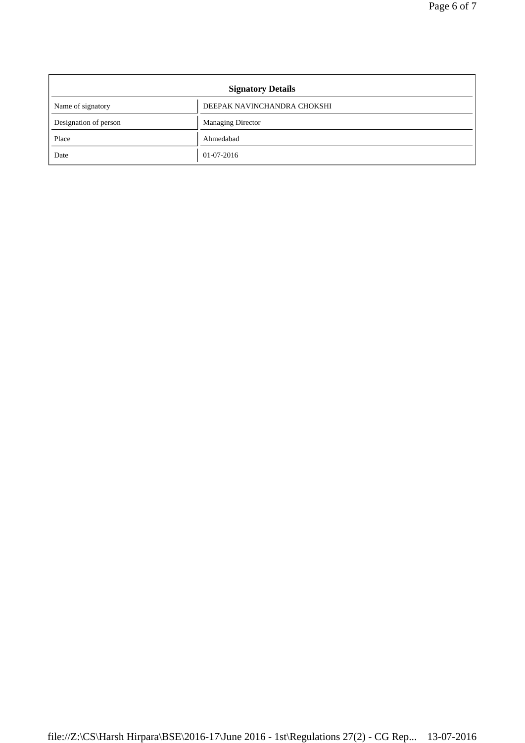| Signatory Details | |
|---|---|
| Name of signatory | DEEPAK NAVINCHANDRA CHOKSHI |
| Designation of person | Managing Director |
| Place | Ahmedabad |
| Date | 01-07-2016 |